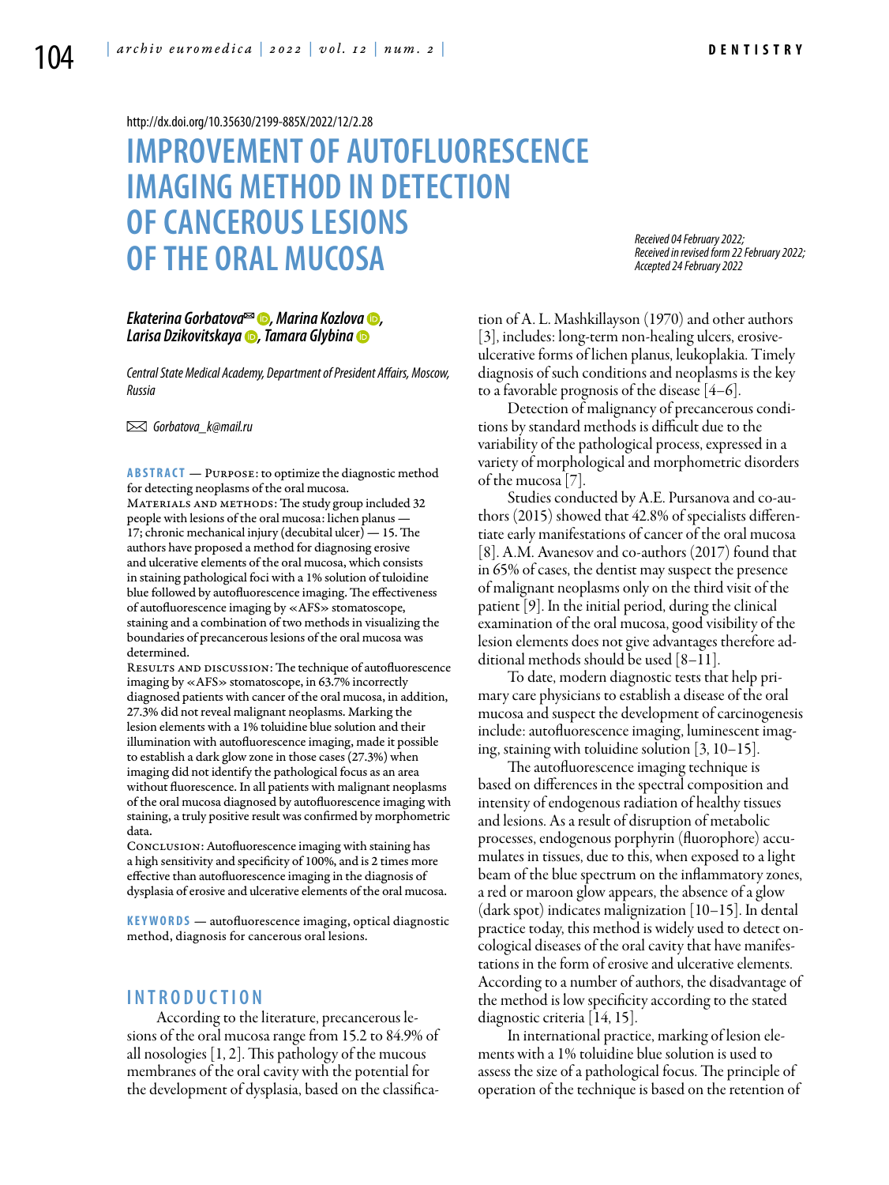http://dx.doi.org/10.35630/2199-885X/2022/12/2.28

# IMPROVEMENT OF AUTOFLUORESCENCE IMAGING METHOD IN DETECTION OF CANCEROUS LESIONS OF THE ORAL MUCOSA

*Received 04 February 2022;*
*Received in revised form 22 February 2022;*
*Accepted 24 February 2022*

***Ekaterina Gorbatova*✉, *Marina Kozlova*, *Larisa Dzikovitskaya*, *Tamara Glybina***

*Central State Medical Academy, Department of President Affairs, Moscow, Russia*

✉ *Gorbatova_k@mail.ru*

**ABSTRACT** — PURPOSE: to optimize the diagnostic method for detecting neoplasms of the oral mucosa.

MATERIALS AND METHODS: The study group included 32 people with lesions of the oral mucosa: lichen planus — 17; chronic mechanical injury (decubital ulcer) — 15. The authors have proposed a method for diagnosing erosive and ulcerative elements of the oral mucosa, which consists in staining pathological foci with a 1% solution of tuloidine blue followed by autofluorescence imaging. The effectiveness of autofluorescence imaging by «AFS» stomatoscope, staining and a combination of two methods in visualizing the boundaries of precancerous lesions of the oral mucosa was determined.

RESULTS AND DISCUSSION: The technique of autofluorescence imaging by «AFS» stomatoscope, in 63.7% incorrectly diagnosed patients with cancer of the oral mucosa, in addition, 27.3% did not reveal malignant neoplasms. Marking the lesion elements with a 1% toluidine blue solution and their illumination with autofluorescence imaging, made it possible to establish a dark glow zone in those cases (27.3%) when imaging did not identify the pathological focus as an area without fluorescence. In all patients with malignant neoplasms of the oral mucosa diagnosed by autofluorescence imaging with staining, a truly positive result was confirmed by morphometric data.

CONCLUSION: Autofluorescence imaging with staining has a high sensitivity and specificity of 100%, and is 2 times more effective than autofluorescence imaging in the diagnosis of dysplasia of erosive and ulcerative elements of the oral mucosa.

**KEYWORDS** — autofluorescence imaging, optical diagnostic method, diagnosis for cancerous oral lesions.

## INTRODUCTION

According to the literature, precancerous lesions of the oral mucosa range from 15.2 to 84.9% of all nosologies [1, 2]. This pathology of the mucous membranes of the oral cavity with the potential for the development of dysplasia, based on the classification of A. L. Mashkillayson (1970) and other authors [3], includes: long-term non-healing ulcers, erosive-ulcerative forms of lichen planus, leukoplakia. Timely diagnosis of such conditions and neoplasms is the key to a favorable prognosis of the disease [4–6].

Detection of malignancy of precancerous conditions by standard methods is difficult due to the variability of the pathological process, expressed in a variety of morphological and morphometric disorders of the mucosa [7].

Studies conducted by A.E. Pursanova and co-authors (2015) showed that 42.8% of specialists differentiate early manifestations of cancer of the oral mucosa [8]. A.M. Avanesov and co-authors (2017) found that in 65% of cases, the dentist may suspect the presence of malignant neoplasms only on the third visit of the patient [9]. In the initial period, during the clinical examination of the oral mucosa, good visibility of the lesion elements does not give advantages therefore additional methods should be used [8–11].

To date, modern diagnostic tests that help primary care physicians to establish a disease of the oral mucosa and suspect the development of carcinogenesis include: autofluorescence imaging, luminescent imaging, staining with toluidine solution [3, 10–15].

The autofluorescence imaging technique is based on differences in the spectral composition and intensity of endogenous radiation of healthy tissues and lesions. As a result of disruption of metabolic processes, endogenous porphyrin (fluorophore) accumulates in tissues, due to this, when exposed to a light beam of the blue spectrum on the inflammatory zones, a red or maroon glow appears, the absence of a glow (dark spot) indicates malignization [10–15]. In dental practice today, this method is widely used to detect oncological diseases of the oral cavity that have manifestations in the form of erosive and ulcerative elements. According to a number of authors, the disadvantage of the method is low specificity according to the stated diagnostic criteria [14, 15].

In international practice, marking of lesion elements with a 1% toluidine blue solution is used to assess the size of a pathological focus. The principle of operation of the technique is based on the retention of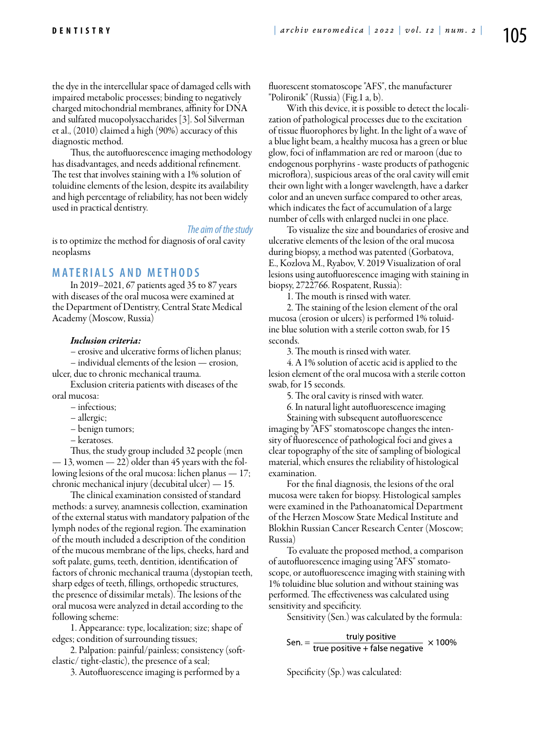the dye in the intercellular space of damaged cells with impaired metabolic processes; binding to negatively charged mitochondrial membranes, affinity for DNA and sulfated mucopolysaccharides [3]. Sol Silverman et al., (2010) claimed a high (90%) accuracy of this diagnostic method.

Thus, the autofluorescence imaging methodology has disadvantages, and needs additional refinement. The test that involves staining with a 1% solution of toluidine elements of the lesion, despite its availability and high percentage of reliability, has not been widely used in practical dentistry.

### The aim of the study

is to optimize the method for diagnosis of oral cavity neoplasms

## MATERIALS AND METHODS

In 2019–2021, 67 patients aged 35 to 87 years with diseases of the oral mucosa were examined at the Department of Dentistry, Central State Medical Academy (Moscow, Russia)

***Inclusion criteria:***

– erosive and ulcerative forms of lichen planus;

– individual elements of the lesion — erosion, ulcer, due to chronic mechanical trauma.

Exclusion criteria patients with diseases of the oral mucosa:

– infectious;

– allergic;

– benign tumors;

– keratoses.

Thus, the study group included 32 people (men — 13, women — 22) older than 45 years with the following lesions of the oral mucosa: lichen planus — 17; chronic mechanical injury (decubital ulcer) — 15.

The clinical examination consisted of standard methods: a survey, anamnesis collection, examination of the external status with mandatory palpation of the lymph nodes of the regional region. The examination of the mouth included a description of the condition of the mucous membrane of the lips, cheeks, hard and soft palate, gums, teeth, dentition, identification of factors of chronic mechanical trauma (dystopian teeth, sharp edges of teeth, fillings, orthopedic structures, the presence of dissimilar metals). The lesions of the oral mucosa were analyzed in detail according to the following scheme:

1. Appearance: type, localization; size; shape of edges; condition of surrounding tissues;

2. Palpation: painful/painless; consistency (soft-elastic/ tight-elastic), the presence of a seal;

3. Autofluorescence imaging is performed by a fluorescent stomatoscope "AFS", the manufacturer "Polironik" (Russia) (Fig.1 a, b).

With this device, it is possible to detect the localization of pathological processes due to the excitation of tissue fluorophores by light. In the light of a wave of a blue light beam, a healthy mucosa has a green or blue glow, foci of inflammation are red or maroon (due to endogenous porphyrins - waste products of pathogenic microflora), suspicious areas of the oral cavity will emit their own light with a longer wavelength, have a darker color and an uneven surface compared to other areas, which indicates the fact of accumulation of a large number of cells with enlarged nuclei in one place.

To visualize the size and boundaries of erosive and ulcerative elements of the lesion of the oral mucosa during biopsy, a method was patented (Gorbatova, E., Kozlova M., Ryabov, V. 2019 Visualization of oral lesions using autofluorescence imaging with staining in biopsy, 2722766. Rospatent, Russia):

1. The mouth is rinsed with water.

2. The staining of the lesion element of the oral mucosa (erosion or ulcers) is performed 1% toluidine blue solution with a sterile cotton swab, for 15 seconds.

3. The mouth is rinsed with water.

4. A 1% solution of acetic acid is applied to the lesion element of the oral mucosa with a sterile cotton swab, for 15 seconds.

5. The oral cavity is rinsed with water.

6. In natural light autofluorescence imaging

Staining with subsequent autofluorescence imaging by "AFS" stomatoscope changes the intensity of fluorescence of pathological foci and gives a clear topography of the site of sampling of biological material, which ensures the reliability of histological examination.

For the final diagnosis, the lesions of the oral mucosa were taken for biopsy. Histological samples were examined in the Pathoanatomical Department of the Herzen Moscow State Medical Institute and Blokhin Russian Cancer Research Center (Moscow; Russia)

To evaluate the proposed method, a comparison of autofluorescence imaging using "AFS" stomatoscope, or autofluorescence imaging with staining with 1% toluidine blue solution and without staining was performed. The effectiveness was calculated using sensitivity and specificity.

Sensitivity (Sen.) was calculated by the formula:

$$\text{Sen.} = \frac{\text{truly positive}}{\text{true positive} + \text{false negative}} \times 100\%$$

Specificity (Sp.) was calculated: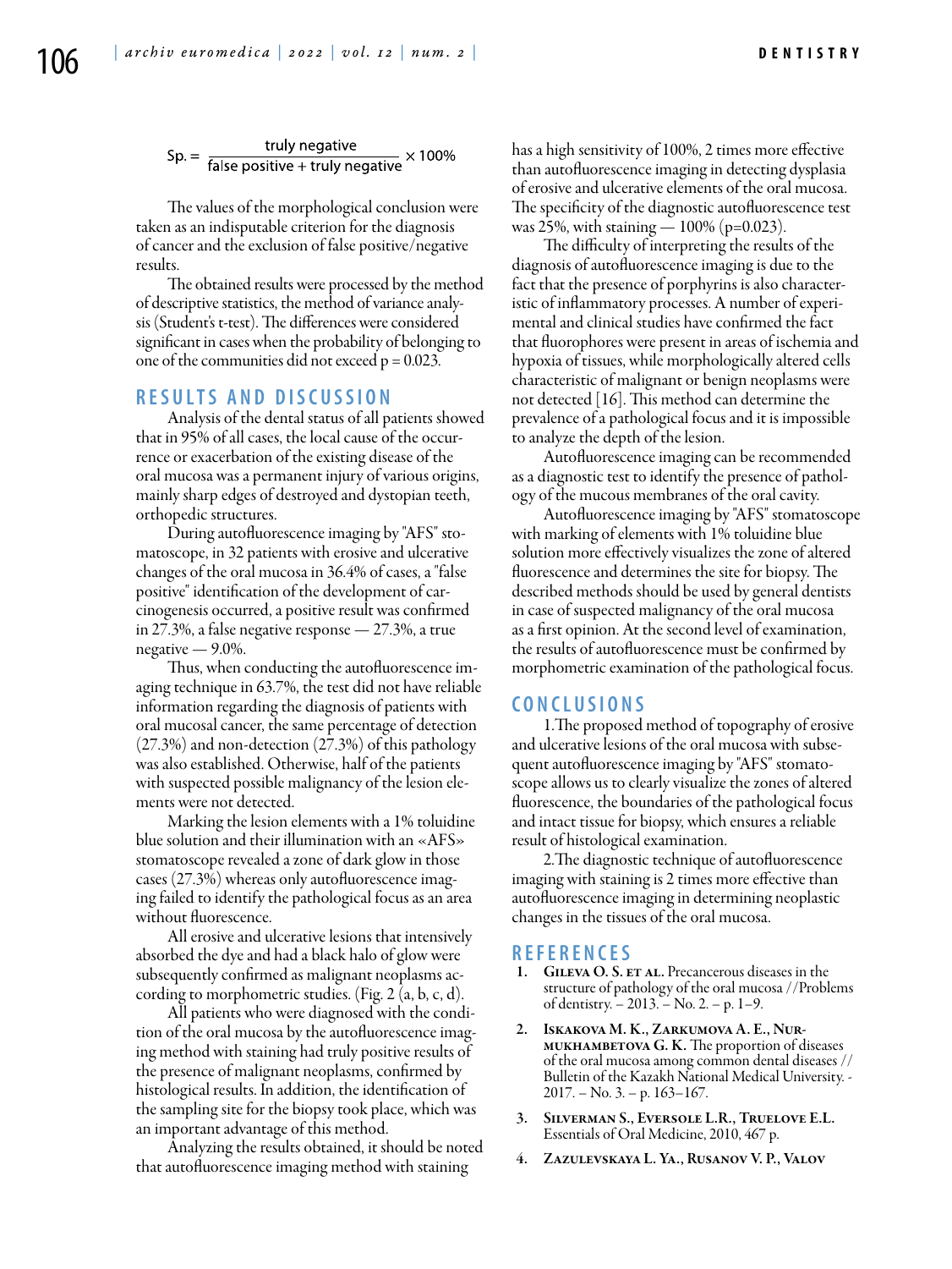$$Sp. = \frac{\text{truly negative}}{\text{false positive} + \text{truly negative}} \times 100\%$$

The values of the morphological conclusion were taken as an indisputable criterion for the diagnosis of cancer and the exclusion of false positive/negative results.

The obtained results were processed by the method of descriptive statistics, the method of variance analysis (Student's t-test). The differences were considered significant in cases when the probability of belonging to one of the communities did not exceed p = 0.023.

## RESULTS AND DISCUSSION

Analysis of the dental status of all patients showed that in 95% of all cases, the local cause of the occurrence or exacerbation of the existing disease of the oral mucosa was a permanent injury of various origins, mainly sharp edges of destroyed and dystopian teeth, orthopedic structures.

During autofluorescence imaging by "AFS" stomatoscope, in 32 patients with erosive and ulcerative changes of the oral mucosa in 36.4% of cases, a "false positive" identification of the development of carcinogenesis occurred, a positive result was confirmed in 27.3%, a false negative response — 27.3%, a true negative — 9.0%.

Thus, when conducting the autofluorescence imaging technique in 63.7%, the test did not have reliable information regarding the diagnosis of patients with oral mucosal cancer, the same percentage of detection (27.3%) and non-detection (27.3%) of this pathology was also established. Otherwise, half of the patients with suspected possible malignancy of the lesion elements were not detected.

Marking the lesion elements with a 1% toluidine blue solution and their illumination with an «AFS» stomatoscope revealed a zone of dark glow in those cases (27.3%) whereas only autofluorescence imaging failed to identify the pathological focus as an area without fluorescence.

All erosive and ulcerative lesions that intensively absorbed the dye and had a black halo of glow were subsequently confirmed as malignant neoplasms according to morphometric studies. (Fig. 2 (a, b, c, d).

All patients who were diagnosed with the condition of the oral mucosa by the autofluorescence imaging method with staining had truly positive results of the presence of malignant neoplasms, confirmed by histological results. In addition, the identification of the sampling site for the biopsy took place, which was an important advantage of this method.

Analyzing the results obtained, it should be noted that autofluorescence imaging method with staining has a high sensitivity of 100%, 2 times more effective than autofluorescence imaging in detecting dysplasia of erosive and ulcerative elements of the oral mucosa. The specificity of the diagnostic autofluorescence test was 25%, with staining — 100% (p=0.023).

The difficulty of interpreting the results of the diagnosis of autofluorescence imaging is due to the fact that the presence of porphyrins is also characteristic of inflammatory processes. A number of experimental and clinical studies have confirmed the fact that fluorophores were present in areas of ischemia and hypoxia of tissues, while morphologically altered cells characteristic of malignant or benign neoplasms were not detected [16]. This method can determine the prevalence of a pathological focus and it is impossible to analyze the depth of the lesion.

Autofluorescence imaging can be recommended as a diagnostic test to identify the presence of pathology of the mucous membranes of the oral cavity.

Autofluorescence imaging by "AFS" stomatoscope with marking of elements with 1% toluidine blue solution more effectively visualizes the zone of altered fluorescence and determines the site for biopsy. The described methods should be used by general dentists in case of suspected malignancy of the oral mucosa as a first opinion. At the second level of examination, the results of autofluorescence must be confirmed by morphometric examination of the pathological focus.

## CONCLUSIONS

1.The proposed method of topography of erosive and ulcerative lesions of the oral mucosa with subsequent autofluorescence imaging by "AFS" stomatoscope allows us to clearly visualize the zones of altered fluorescence, the boundaries of the pathological focus and intact tissue for biopsy, which ensures a reliable result of histological examination.

2.The diagnostic technique of autofluorescence imaging with staining is 2 times more effective than autofluorescence imaging in determining neoplastic changes in the tissues of the oral mucosa.

## REFERENCES

1. **Gileva O. S. et al.** Precancerous diseases in the structure of pathology of the oral mucosa //Problems of dentistry. – 2013. – No. 2. – p. 1–9.
2. **Iskakova M. K., Zarkumova A. E., Nurmukhambetova G. K.** The proportion of diseases of the oral mucosa among common dental diseases // Bulletin of the Kazakh National Medical University. - 2017. – No. 3. – p. 163–167.
3. **Silverman S., Eversole L.R., Truelove E.L.** Essentials of Oral Medicine, 2010, 467 p.
4. **Zazulevskaya L. Ya., Rusanov V. P., Valov**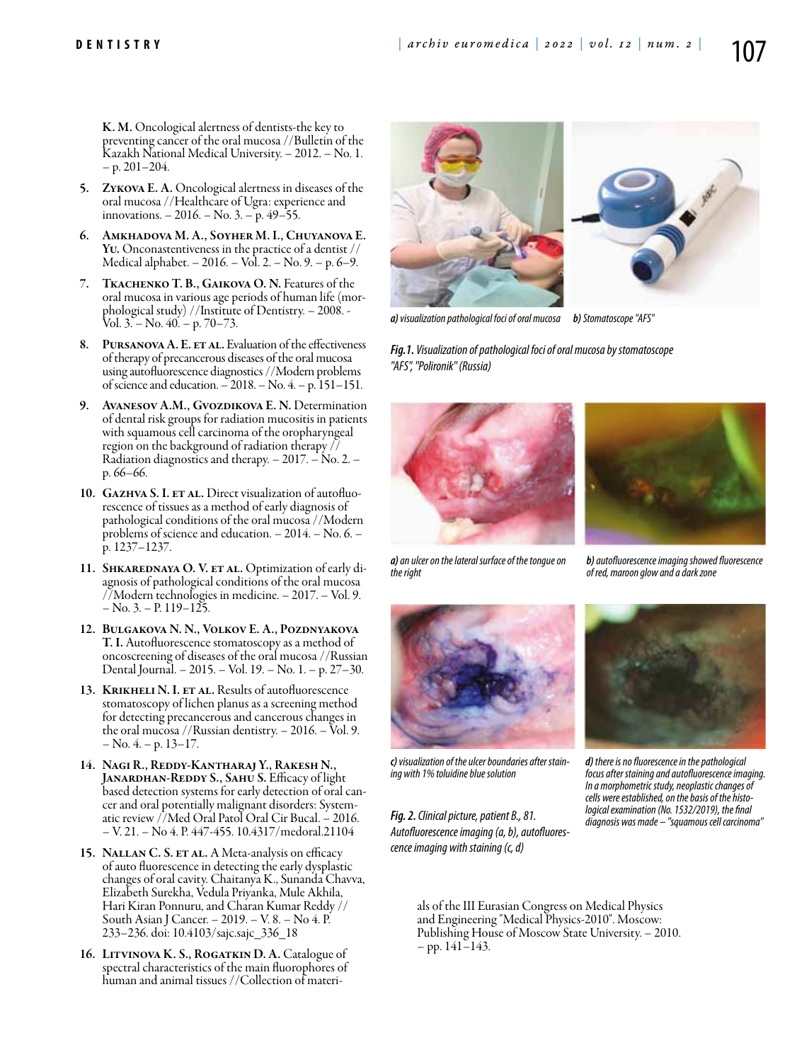K. M. Oncological alertness of dentists-the key to preventing cancer of the oral mucosa //Bulletin of the Kazakh National Medical University. – 2012. – No. 1. – p. 201–204.

5. **Zykova E. A.** Oncological alertness in diseases of the oral mucosa //Healthcare of Ugra: experience and innovations. – 2016. – No. 3. – p. 49–55.
6. **Amkhadova M. A., Soyher M. I., Chuyanova E. Yu.** Onconastentiveness in the practice of a dentist // Medical alphabet. – 2016. – Vol. 2. – No. 9. – p. 6–9.
7. **Tkachenko T. B., Gaikova O. N.** Features of the oral mucosa in various age periods of human life (morphological study) //Institute of Dentistry. – 2008. - Vol. 3. – No. 40. – p. 70–73.
8. **Pursanova A. E. et al.** Evaluation of the effectiveness of therapy of precancerous diseases of the oral mucosa using autofluorescence diagnostics //Modern problems of science and education. – 2018. – No. 4. – p. 151–151.
9. **Avanesov A.M., Gvozdikova E. N.** Determination of dental risk groups for radiation mucositis in patients with squamous cell carcinoma of the oropharyngeal region on the background of radiation therapy // Radiation diagnostics and therapy. – 2017. – No. 2. – p. 66–66.
10. **Gazhva S. I. et al.** Direct visualization of autofluorescence of tissues as a method of early diagnosis of pathological conditions of the oral mucosa //Modern problems of science and education. – 2014. – No. 6. – p. 1237–1237.
11. **Shkarednaya O. V. et al.** Optimization of early diagnosis of pathological conditions of the oral mucosa //Modern technologies in medicine. – 2017. – Vol. 9. – No. 3. – P. 119–125.
12. **Bulgakova N. N., Volkov E. A., Pozdnyakova T. I.** Autofluorescence stomatoscopy as a method of oncoscreening of diseases of the oral mucosa //Russian Dental Journal. – 2015. – Vol. 19. – No. 1. – p. 27–30.
13. **Krikheli N. I. et al.** Results of autofluorescence stomatoscopy of lichen planus as a screening method for detecting precancerous and cancerous changes in the oral mucosa //Russian dentistry. – 2016. – Vol. 9. – No. 4. – p. 13–17.
14. **Nagi R., Reddy-Kantharaj Y., Rakesh N., Janardhan-Reddy S., Sahu S.** Efficacy of light based detection systems for early detection of oral cancer and oral potentially malignant disorders: Systematic review //Med Oral Patol Oral Cir Bucal. – 2016. – V. 21. – No 4. P. 447-455. 10.4317/medoral.21104
15. **Nallan C. S. et al.** A Meta-analysis on efficacy of auto fluorescence in detecting the early dysplastic changes of oral cavity. Chaitanya K., Sunanda Chavva, Elizabeth Surekha, Vedula Priyanka, Mule Akhila, Hari Kiran Ponnuru, and Charan Kumar Reddy // South Asian J Cancer. – 2019. – V. 8. – No 4. P. 233–236. doi: 10.4103/sajc.sajc_336_18
16. **Litvinova K. S., Rogatkin D. A.** Catalogue of spectral characteristics of the main fluorophores of human and animal tissues //Collection of materials of the III Eurasian Congress on Medical Physics and Engineering "Medical Physics-2010". Moscow: Publishing House of Moscow State University. – 2010. – pp. 141–143.

***a)** visualization pathological foci of oral mucosa* ***b)** Stomatoscope "AFS"*

***Fig.1.** Visualization of pathological foci of oral mucosa by stomatoscope "AFS", "Polironik" (Russia)*

***a)** an ulcer on the lateral surface of the tongue on the right*

***b)** autofluorescence imaging showed fluorescence of red, maroon glow and a dark zone*

***c)** visualization of the ulcer boundaries after staining with 1% toluidine blue solution*

***d)** there is no fluorescence in the pathological focus after staining and autofluorescence imaging. In a morphometric study, neoplastic changes of cells were established, on the basis of the histological examination (No. 1532/2019), the final diagnosis was made – "squamous cell carcinoma"*

***Fig. 2.** Clinical picture, patient B., 81. Autofluorescence imaging (a, b), autofluorescence imaging with staining (c, d)*